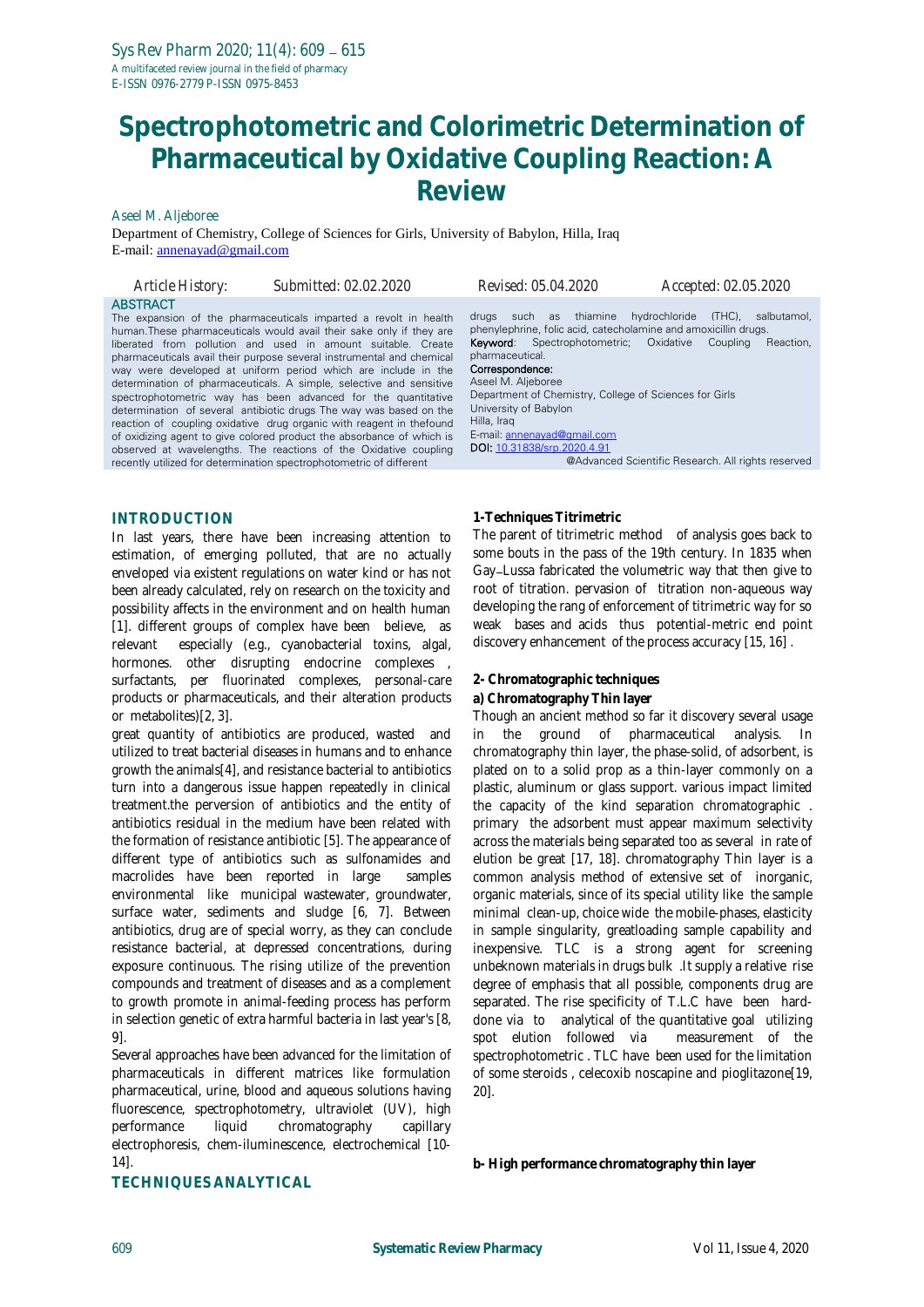# Spectrophotometric and Colorimetric Determination of Pharmaceutical by Oxidative Coupling Reaction: A Review

Aseel M. Aljeboree

Department of Chemistry, College of Sciences for Girls, University of Babylon, Hilla, Iraq
E-mail: annenayad@gmail.com

*Article History: Submitted: 02.02.2020 Revised: 05.04.2020 Accepted: 02.05.2020*

**ABSTRACT**

The expansion of the pharmaceuticals imparted a revolt in health human.These pharmaceuticals would avail their sake only if they are liberated from pollution and used in amount suitable. Create pharmaceuticals avail their purpose several instrumental and chemical way were developed at uniform period which are include in the determination of pharmaceuticals. A simple, selective and sensitive spectrophotometric way has been advanced for the quantitative determination of several antibiotic drugs The way was based on the reaction of coupling oxidative drug organic with reagent in thefound of oxidizing agent to give colored product the absorbance of which is observed at wavelengths. The reactions of the Oxidative coupling recently utilized for determination spectrophotometric of different drugs such as thiamine hydrochloride (THC), salbutamol, phenylephrine, folic acid, catecholamine and amoxicillin drugs.

**Keyword**: Spectrophotometric; Oxidative Coupling Reaction, pharmaceutical.

**Correspondence**:
Aseel M. Aljeboree
Department of Chemistry, College of Sciences for Girls
University of Babylon
Hilla, Iraq
E-mail: annenayad@gmail.com
**DOI:** 10.31838/srp.2020.4.91

@Advanced Scientific Research. All rights reserved

## INTRODUCTION

In last years, there have been increasing attention to estimation, of emerging polluted, that are no actually enveloped via existent regulations on water kind or has not been already calculated, rely on research on the toxicity and possibility affects in the environment and on health human [1]. different groups of complex have been believe, as relevant especially (e.g., cyanobacterial toxins, algal, hormones. other disrupting endocrine complexes , surfactants, per fluorinated complexes, personal-care products or pharmaceuticals, and their alteration products or metabolites)[2, 3].

great quantity of antibiotics are produced, wasted and utilized to treat bacterial diseases in humans and to enhance growth the animals[4], and resistance bacterial to antibiotics turn into a dangerous issue happen repeatedly in clinical treatment.the perversion of antibiotics and the entity of antibiotics residual in the medium have been related with the formation of resistance antibiotic [5]. The appearance of different type of antibiotics such as sulfonamides and macrolides have been reported in large samples environmental like municipal wastewater, groundwater, surface water, sediments and sludge [6, 7]. Between antibiotics, drug are of special worry, as they can conclude resistance bacterial, at depressed concentrations, during exposure continuous. The rising utilize of the prevention compounds and treatment of diseases and as a complement to growth promote in animal-feeding process has perform in selection genetic of extra harmful bacteria in last year's [8, 9].

Several approaches have been advanced for the limitation of pharmaceuticals in different matrices like formulation pharmaceutical, urine, blood and aqueous solutions having fluorescence, spectrophotometry, ultraviolet (UV), high performance liquid chromatography capillary electrophoresis, chem-iluminescence, electrochemical [10-14].

## TECHNIQUES ANALYTICAL

### 1-Techniques Titrimetric

The parent of titrimetric method of analysis goes back to some bouts in the pass of the 19th century. In 1835 when Gay–Lussa fabricated the volumetric way that then give to root of titration. pervasion of titration non-aqueous way developing the rang of enforcement of titrimetric way for so weak bases and acids thus potential-metric end point discovery enhancement of the process accuracy [15, 16] .

### 2- Chromatographic techniques

#### a) Chromatography Thin layer

Though an ancient method so far it discovery several usage in the ground of pharmaceutical analysis. In chromatography thin layer, the phase-solid, of adsorbent, is plated on to a solid prop as a thin-layer commonly on a plastic, aluminum or glass support. various impact limited the capacity of the kind separation chromatographic . primary the adsorbent must appear maximum selectivity across the materials being separated too as several in rate of elution be great [17, 18]. chromatography Thin layer is a common analysis method of extensive set of inorganic, organic materials, since of its special utility like the sample minimal clean-up, choice wide the mobile-phases, elasticity in sample singularity, greatloading sample capability and inexpensive. TLC is a strong agent for screening unbeknown materials in drugs bulk .It supply a relative rise degree of emphasis that all possible, components drug are separated. The rise specificity of T.L.C have been hard-done via to analytical of the quantitative goal utilizing spot elution followed via measurement of the spectrophotometric . TLC have been used for the limitation of some steroids , celecoxib noscapine and pioglitazone[19, 20].

#### b- High performance chromatography thin layer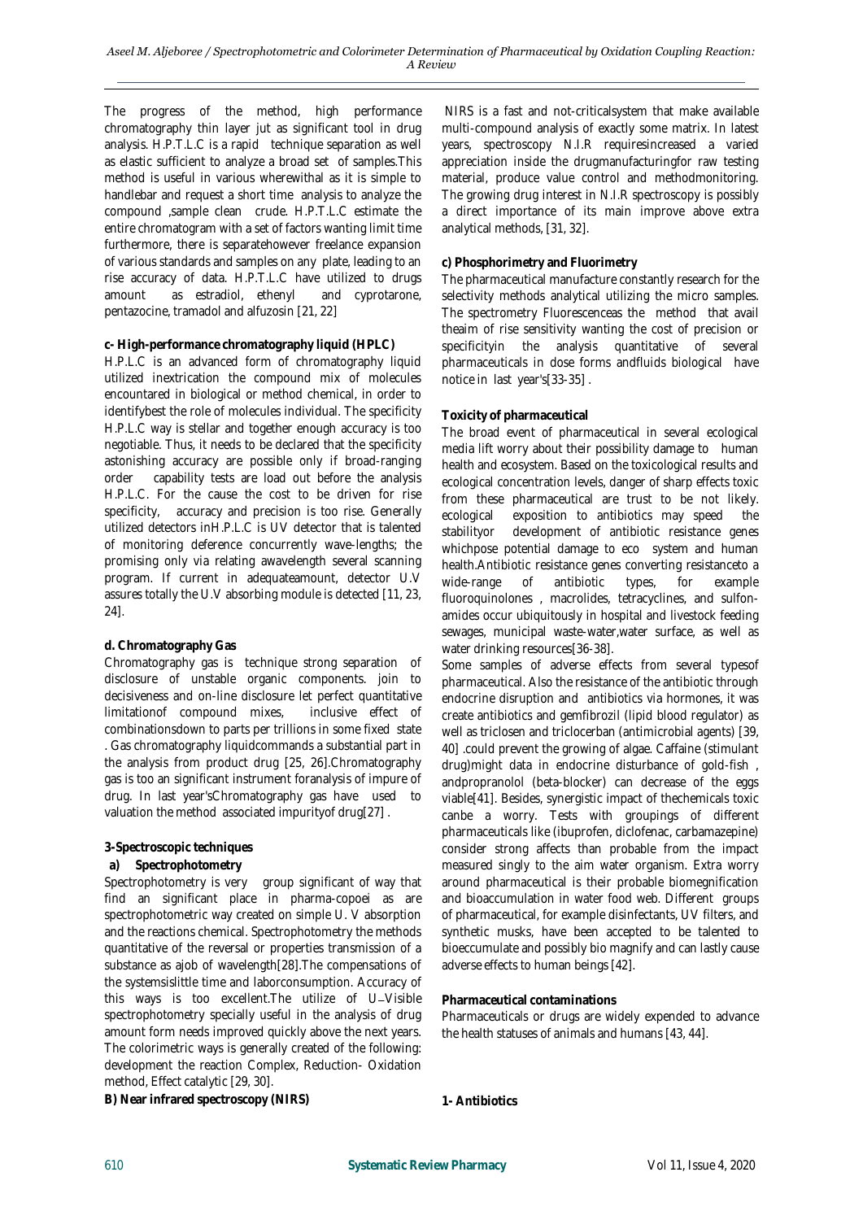The progress of the method, high performance chromatography thin layer jut as significant tool in drug analysis. H.P.T.L.C is a rapid technique separation as well as elastic sufficient to analyze a broad set of samples.This method is useful in various wherewithal as it is simple to handlebar and request a short time analysis to analyze the compound ,sample clean crude. H.P.T.L.C estimate the entire chromatogram with a set of factors wanting limit time furthermore, there is separatehowever freelance expansion of various standards and samples on any plate, leading to an rise accuracy of data. H.P.T.L.C have utilized to drugs amount as estradiol, ethenyl and cyprotarone, pentazocine, tramadol and alfuzosin [21, 22]

**c- High-performance chromatography liquid (HPLC)**

H.P.L.C is an advanced form of chromatography liquid utilized inextrication the compound mix of molecules encountered in biological or method chemical, in order to identifybest the role of molecules individual. The specificity H.P.L.C way is stellar and together enough accuracy is too negotiable. Thus, it needs to be declared that the specificity astonishing accuracy are possible only if broad-ranging order capability tests are load out before the analysis H.P.L.C. For the cause the cost to be driven for rise specificity, accuracy and precision is too rise. Generally utilized detectors inH.P.L.C is UV detector that is talented of monitoring deference concurrently wave-lengths; the promising only via relating awavelength several scanning program. If current in adequateamount, detector U.V assures totally the U.V absorbing module is detected [11, 23, 24].

**d. Chromatography Gas**

Chromatography gas is technique strong separation of disclosure of unstable organic components. join to decisiveness and on-line disclosure let perfect quantitative limitationof compound mixes, inclusive effect of combinationsdown to parts per trillions in some fixed state . Gas chromatography liquidcommands a substantial part in the analysis from product drug [25, 26].Chromatography gas is too an significant instrument foranalysis of impure of drug. In last year'sChromatography gas have used to valuation the method associated impurityof drug[27] .

**3-Spectroscopic techniques**

**a) Spectrophotometry**

Spectrophotometry is very group significant of way that find an significant place in pharma-copoei as are spectrophotometric way created on simple U. V absorption and the reactions chemical. Spectrophotometry the methods quantitative of the reversal or properties transmission of a substance as ajob of wavelength[28].The compensations of the systemsislittle time and laborconsumption. Accuracy of this ways is too excellent.The utilize of U–Visible spectrophotometry specially useful in the analysis of drug amount form needs improved quickly above the next years. The colorimetric ways is generally created of the following: development the reaction Complex, Reduction- Oxidation method, Effect catalytic [29, 30].

**B) Near infrared spectroscopy (NIRS)**

NIRS is a fast and not-criticalsystem that make available multi-compound analysis of exactly some matrix. In latest years, spectroscopy N.I.R requiresincreased a varied appreciation inside the drugmanufacturingfor raw testing material, produce value control and methodmonitoring. The growing drug interest in N.I.R spectroscopy is possibly a direct importance of its main improve above extra analytical methods, [31, 32].

**c) Phosphorimetry and Fluorimetry**

The pharmaceutical manufacture constantly research for the selectivity methods analytical utilizing the micro samples. The spectrometry Fluorescenceas the method that avail theaim of rise sensitivity wanting the cost of precision or specificityin the analysis quantitative of several pharmaceuticals in dose forms andfluids biological have notice in last year's[33-35] .

**Toxicity of pharmaceutical**

The broad event of pharmaceutical in several ecological media lift worry about their possibility damage to human health and ecosystem. Based on the toxicological results and ecological concentration levels, danger of sharp effects toxic from these pharmaceutical are trust to be not likely. ecological exposition to antibiotics may speed the stabilityor development of antibiotic resistance genes whichpose potential damage to eco system and human health.Antibiotic resistance genes converting resistanceto a wide-range of antibiotic types, for example fluoroquinolones , macrolides, tetracyclines, and sulfon-amides occur ubiquitously in hospital and livestock feeding sewages, municipal waste-water,water surface, as well as water drinking resources[36-38].

Some samples of adverse effects from several typesof pharmaceutical. Also the resistance of the antibiotic through endocrine disruption and antibiotics via hormones, it was create antibiotics and gemfibrozil (lipid blood regulator) as well as triclosen and triclocerban (antimicrobial agents) [39, 40] .could prevent the growing of algae. Caffaine (stimulant drug)might data in endocrine disturbance of gold-fish , andpropranolol (beta-blocker) can decrease of the eggs viable[41]. Besides, synergistic impact of thechemicals toxic canbe a worry. Tests with groupings of different pharmaceuticals like (ibuprofen, diclofenac, carbamazepine) consider strong affects than probable from the impact measured singly to the aim water organism. Extra worry around pharmaceutical is their probable biomegnification and bioaccumulation in water food web. Different groups of pharmaceutical, for example disinfectants, UV filters, and synthetic musks, have been accepted to be talented to bioeccumulate and possibly bio magnify and can lastly cause adverse effects to human beings [42].

**Pharmaceutical contaminations**

Pharmaceuticals or drugs are widely expended to advance the health statuses of animals and humans [43, 44].

**1- Antibiotics**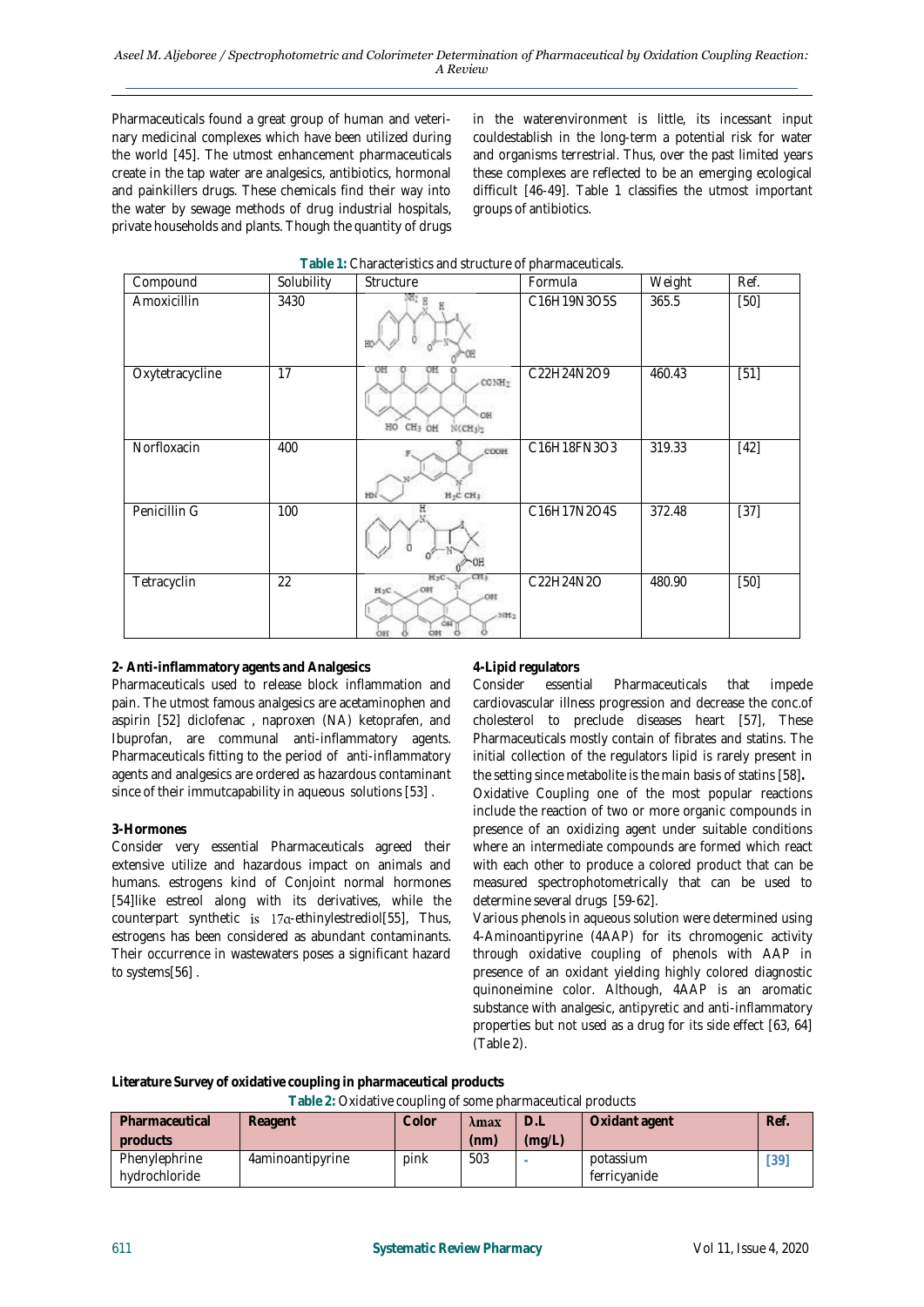Pharmaceuticals found a great group of human and veterinary medicinal complexes which have been utilized during the world [45]. The utmost enhancement pharmaceuticals create in the tap water are analgesics, antibiotics, hormonal and painkillers drugs. These chemicals find their way into the water by sewage methods of drug industrial hospitals, private households and plants. Though the quantity of drugs in the waterenvironment is little, its incessant input couldestablish in the long-term a potential risk for water and organisms terrestrial. Thus, over the past limited years these complexes are reflected to be an emerging ecological difficult [46-49]. Table 1 classifies the utmost important groups of antibiotics.

**Table 1:** Characteristics and structure of pharmaceuticals.

| Compound | Solubility | Structure | Formula | Weight | Ref. |
|---|---|---|---|---|---|
| Amoxicillin | 3430 | | C16H19N3O5S | 365.5 | [50] |
| Oxytetracycline | 17 | | C22H24N2O9 | 460.43 | [51] |
| Norfloxacin | 400 | | C16H18FN3O3 | 319.33 | [42] |
| Penicillin G | 100 | | C16H17N2O4S | 372.48 | [37] |
| Tetracyclin | 22 | | C22H24N2O | 480.90 | [50] |

**2- Anti-inflammatory agents and Analgesics**

Pharmaceuticals used to release block inflammation and pain. The utmost famous analgesics are acetaminophen and aspirin [52] diclofenac , naproxen (NA) ketoprafen, and Ibuprofan, are communal anti-inflammatory agents. Pharmaceuticals fitting to the period of anti-inflammatory agents and analgesics are ordered as hazardous contaminant since of their immutcapability in aqueous solutions [53] .

**3-Hormones**

Consider very essential Pharmaceuticals agreed their extensive utilize and hazardous impact on animals and humans. estrogens kind of Conjoint normal hormones [54]like estreol along with its derivatives, while the counterpart synthetic is 17α-ethinylestrediol[55], Thus, estrogens has been considered as abundant contaminants. Their occurrence in wastewaters poses a significant hazard to systems[56] .

**4-Lipid regulators**

Consider essential Pharmaceuticals that impede cardiovascular illness progression and decrease the conc.of cholesterol to preclude diseases heart [57], These Pharmaceuticals mostly contain of fibrates and statins. The initial collection of the regulators lipid is rarely present in the setting since metabolite is the main basis of statins [58]**.**

Oxidative Coupling one of the most popular reactions include the reaction of two or more organic compounds in presence of an oxidizing agent under suitable conditions where an intermediate compounds are formed which react with each other to produce a colored product that can be measured spectrophotometrically that can be used to determine several drugs [59-62].

Various phenols in aqueous solution were determined using 4-Aminoantipyrine (4AAP) for its chromogenic activity through oxidative coupling of phenols with AAP in presence of an oxidant yielding highly colored diagnostic quinoneimine color. Although, 4AAP is an aromatic substance with analgesic, antipyretic and anti-inflammatory properties but not used as a drug for its side effect [63, 64] (Table 2).

**Literature Survey of oxidative coupling in pharmaceutical products**

**Table 2:** Oxidative coupling of some pharmaceutical products

| Pharmaceutical products | Reagent | Color | λmax (nm) | D.L (mg/L) | Oxidant agent | Ref. |
|---|---|---|---|---|---|---|
| Phenylephrine hydrochloride | 4aminoantipyrine | pink | 503 | - | potassium ferricyanide | [39] |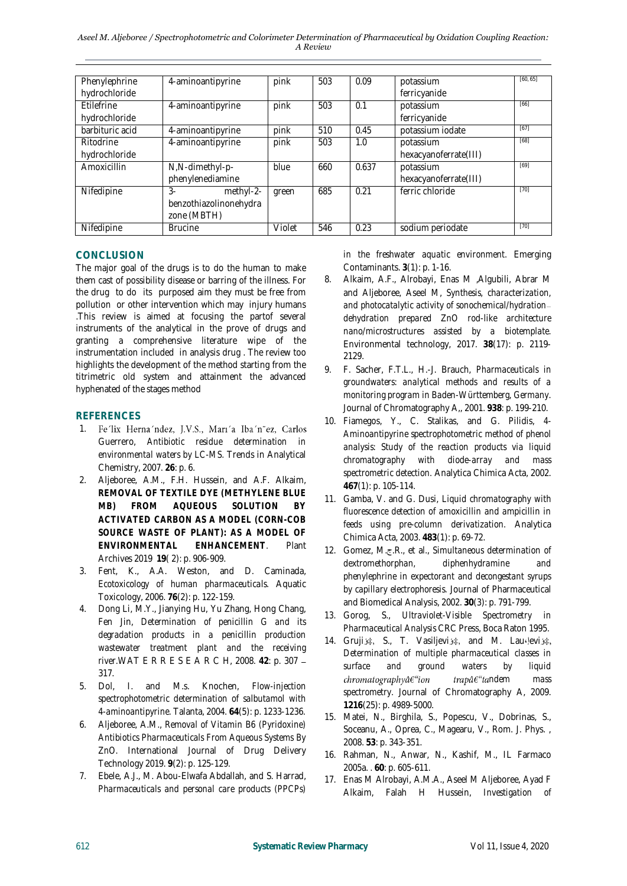| Phenylephrine hydrochloride | 4-aminoantipyrine | pink | 503 | 0.09 | potassium ferricyanide | [60, 65] |
|---|---|---|---|---|---|---|
| Etilefrine hydrochloride | 4-aminoantipyrine | pink | 503 | 0.1 | potassium ferricyanide | [66] |
| barbituric acid | 4-aminoantipyrine | pink | 510 | 0.45 | potassium iodate | [67] |
| Ritodrine hydrochloride | 4-aminoantipyrine | pink | 503 | 1.0 | potassium hexacyanoferrate(III) | [68] |
| Amoxicillin | N,N-dimethyl-p-phenylenediamine | blue | 660 | 0.637 | potassium hexacyanoferrate(III) | [69] |
| Nifedipine | 3- methyl-2-benzothiazolinonehydrazone (MBTH) | green | 685 | 0.21 | ferric chloride | [70] |
| Nifedipine | Brucine | Violet | 546 | 0.23 | sodium periodate | [70] |

## CONCLUSION

The major goal of the drugs is to do the human to make them cast of possibility disease or barring of the illness. For the drug to do its purposed aim they must be free from pollution or other intervention which may injury humans .This review is aimed at focusing the partof several instruments of the analytical in the prove of drugs and granting a comprehensive literature wipe of the instrumentation included in analysis drug . The review too highlights the development of the method starting from the titrimetric old system and attainment the advanced hyphenated of the stages method

## REFERENCES

1. Fe´lix Herna´ndez, J.V.S., Marı´a Iba´n˜ez, Carlos Guerrero, *Antibiotic residue determination in environmental waters by LC-MS.* Trends in Analytical Chemistry, 2007. **26**: p. 6.
2. Aljeboree, A.M., F.H. Hussein, and A.F. Alkaim, **REMOVAL OF TEXTILE DYE (METHYLENE BLUE MB) FROM AQUEOUS SOLUTION BY ACTIVATED CARBON AS A MODEL (CORN-COB SOURCE WASTE OF PLANT): AS A MODEL OF ENVIRONMENTAL ENHANCEMENT**. Plant Archives 2019 **19**( 2): p. 906-909.
3. Fent, K., A.A. Weston, and D. Caminada, *Ecotoxicology of human pharmaceuticals.* Aquatic Toxicology, 2006. **76**(2): p. 122-159.
4. Dong Li, M.Y., Jianying Hu, Yu Zhang, Hong Chang, Fen Jin, *Determination of penicillin G and its degradation products in a penicillin production wastewater treatment plant and the receiving river.*WAT E R R E S E A R C H, 2008. **42**: p. 307 – 317.
5. Dol, I. and M.s. Knochen, *Flow-injection spectrophotometric determination of salbutamol with 4-aminoantipyrine.* Talanta, 2004. **64**(5): p. 1233-1236.
6. Aljeboree, A.M., *Removal of Vitamin B6 (Pyridoxine) Antibiotics Pharmaceuticals From Aqueous Systems By ZnO.* International Journal of Drug Delivery Technology 2019. **9**(2): p. 125-129.
7. Ebele, A.J., M. Abou-Elwafa Abdallah, and S. Harrad, *Pharmaceuticals and personal care products (PPCPs) in the freshwater aquatic environment.* Emerging Contaminants. **3**(1): p. 1-16.
8. Alkaim, A.F., Alrobayi, Enas M ,Algubili, Abrar M and Aljeboree, Aseel M, *Synthesis, characterization, and photocatalytic activity of sonochemical/hydration–dehydration prepared ZnO rod-like architecture nano/microstructures assisted by a biotemplate.* Environmental technology, 2017. **38**(17): p. 2119-2129.
9. F. Sacher, F.T.L., H.-J. Brauch, *Pharmaceuticals in groundwaters: analytical methods and results of a monitoring program in Baden-Württemberg, Germany.* Journal of Chromatography A,, 2001. **938**: p. 199-210.
10. Fiamegos, Y., C. Stalikas, and G. Pilidis, *4-Aminoantipyrine spectrophotometric method of phenol analysis: Study of the reaction products via liquid chromatography with diode-array and mass spectrometric detection.* Analytica Chimica Acta, 2002. **467**(1): p. 105-114.
11. Gamba, V. and G. Dusi, *Liquid chromatography with fluorescence detection of amoxicillin and ampicillin in feeds using pre-column derivatization.* Analytica Chimica Acta, 2003. **483**(1): p. 69-72.
12. Gomez, M.ج.R., et al., *Simultaneous determination of dextromethorphan, diphenhydramine and phenylephrine in expectorant and decongestant syrups by capillary electrophoresis.* Journal of Pharmaceutical and Biomedical Analysis, 2002. **30**(3): p. 791-799.
13. Gorog, S., *Ultraviolet-Visible Spectrometry in Pharmaceutical Analysis* CRC Press, Boca Raton 1995.
14. Grujiئ‡, S., T. Vasiljeviئ‡, and M. Lauڑeviئ‡, *Determination of multiple pharmaceutical classes in surface and ground waters by liquid chromatographyâ€"ion trapâ€"tandem mass spectrometry.* Journal of Chromatography A, 2009. **1216**(25): p. 4989-5000.
15. Matei, N., Birghila, S., Popescu, V., Dobrinas, S., Soceanu, A., Oprea, C., Mageary, V., Rom. J. Phys. , 2008. **53**: p. 343-351.
16. Rahman, N., Anwar, N., Kashif, M., IL Farmaco 2005a. . **60**: p. 605-611.
17. Enas M Alrobayi, A.M.A., Aseel M Aljeboree, Ayad F Alkaim, Falah H Hussein, *Investigation of*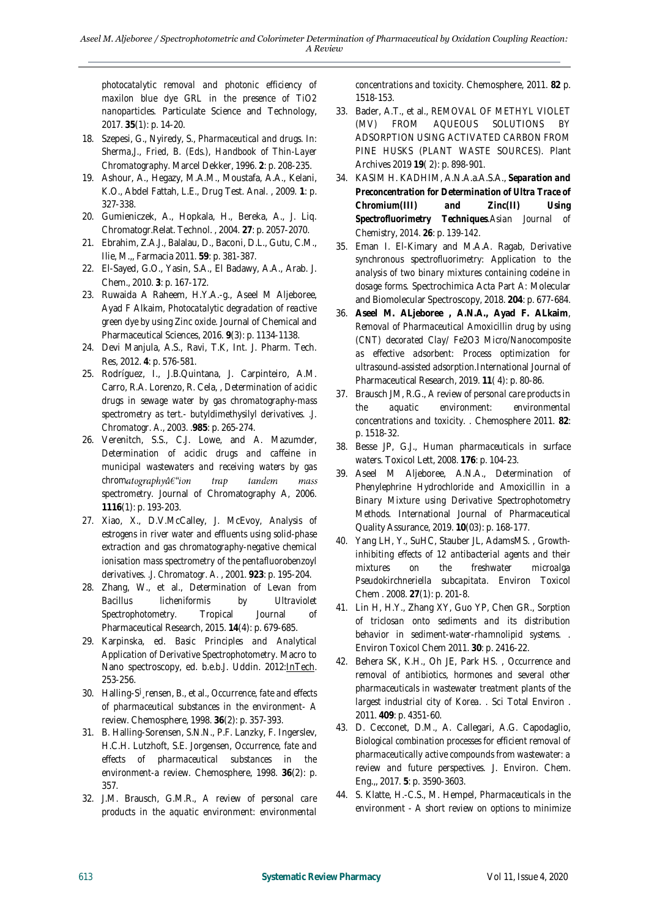photocatalytic removal and photonic efficiency of maxilon blue dye GRL in the presence of $TiO_2$ nanoparticles. Particulate Science and Technology, 2017. **35**(1): p. 14-20.

18. Szepesi, G., Nyiredy, S., *Pharmaceutical and drugs. In: Sherma,J., Fried, B. (Eds.), Handbook of Thin-Layer Chromatography.* Marcel Dekker, 1996. **2**: p. 208-235.
19. Ashour, A., Hegazy, M.A.M., Moustafa, A.A., Kelani, K.O., Abdel Fattah, L.E., Drug Test. Anal. , 2009. **1**: p. 327-338.
20. Gumieniczek, A., Hopkala, H., Bereka, A., J. Liq. Chromatogr.Relat. Technol. , 2004. **27**: p. 2057-2070.
21. Ebrahim, Z.A.J., Balalau, D., Baconi, D.L., Gutu, C.M., Ilie, M.,, Farmacia 2011. **59**: p. 381-387.
22. El-Sayed, G.O., Yasin, S.A., El Badawy, A.A., Arab. J. Chem., 2010. **3**: p. 167-172.
23. Ruwaida A Raheem, H.Y.A.-g., Aseel M Aljeboree, Ayad F Alkaim, *Photocatalytic degradation of reactive green dye by using Zinc oxide.* Journal of Chemical and Pharmaceutical Sciences, 2016. **9**(3): p. 1134-1138.
24. Devi Manjula, A.S., Ravi, T.K, Int. J. Pharm. Tech. Res, 2012. **4**: p. 576-581.
25. Rodríguez, I., J.B.Quintana, J. Carpinteiro, A.M. Carro, R.A. Lorenzo, R. Cela, , *Determination of acidic drugs in sewage water by gas chromatography-mass spectrometry as tert.- butyldimethysilyl derivatives.* .J. Chromatogr. A., 2003. .**985**: p. 265-274.
26. Verenitch, S.S., C.J. Lowe, and A. Mazumder, *Determination of acidic drugs and caffeine in municipal wastewaters and receiving waters by gas chromatographyâ€"ion trap tandem mass spectrometry.* Journal of Chromatography A, 2006. **1116**(1): p. 193-203.
27. Xiao, X., D.V.McCalley, J. McEvoy, *Analysis of estrogens in river water and effluents using solid-phase extraction and gas chromatography-negative chemical ionisation mass spectrometry of the pentafluorobenzoyl derivatives.* .J. Chromatogr. A. , 2001. **923**: p. 195-204.
28. Zhang, W., et al., *Determination of Levan from Bacillus licheniformis by Ultraviolet Spectrophotometry.* Tropical Journal of Pharmaceutical Research, 2015. **14**(4): p. 679-685.
29. Karpinska, ed. *Basic Principles and Analytical Application of Derivative Spectrophotometry. Macro to Nano spectroscopy*, ed. b.e.b.J. Uddin. 2012:InTech. 253-256.
30. Halling-S¸rensen, B., et al., *Occurrence, fate and effects of pharmaceutical substances in the environment- A review.* Chemosphere, 1998. **36**(2): p. 357-393.
31. B. Halling-Sorensen, S.N.N., P.F. Lanzky, F. Ingerslev, H.C.H. Lutzhoft, S.E. Jorgensen, *Occurrence, fate and effects of pharmaceutical substances in the environment-a review.* Chemosphere, 1998. **36**(2): p. 357.
32. J.M. Brausch, G.M.R., *A review of personal care products in the aquatic environment: environmental concentrations and toxicity.* Chemosphere, 2011. **82** p. 1518-153.
33. Bader, A.T., et al., REMOVAL OF METHYL VIOLET (MV) FROM AQUEOUS SOLUTIONS BY ADSORPTION USING ACTIVATED CARBON FROM PINE HUSKS (PLANT WASTE SOURCES). Plant Archives 2019 **19**( 2): p. 898-901.
34. KASIM H. KADHIM, A.N.A.a.A.S.A., ***Separation and Preconcentration for Determination of Ultra Trace of Chromium(III) and Zinc(II) Using Spectrofluorimetry Techniques.*** *Asian Journal of Chemistry*, 2014. **26**: p. 139-142.
35. Eman I. El-Kimary and M.A.A. Ragab, *Derivative synchronous spectrofluorimetry: Application to the analysis of two binary mixtures containing codeine in dosage forms.* Spectrochimica Acta Part A: Molecular and Biomolecular Spectroscopy, 2018. **204**: p. 677-684.
36. **Aseel M. ALjeboree , A.N.A., Ayad F. ALkaim**, *Removal of Pharmaceutical Amoxicillin drug by using (CNT) decorated Clay/ $Fe_2O_3$ Micro/Nanocomposite as effective adsorbent: Process optimization for ultrasound-assisted adsorption.*International Journal of Pharmaceutical Research, 2019. **11**( 4): p. 80-86.
37. Brausch JM, R.G., *A review of personal care products in the aquatic environment: environmental concentrations and toxicity.* . Chemosphere 2011. **82**: p. 1518-32.
38. Besse JP, G.J., *Human pharmaceuticals in surface waters.* Toxicol Lett, 2008. **176**: p. 104-23.
39. Aseel M Aljeboree, A.N.A., *Determination of Phenylephrine Hydrochloride and Amoxicillin in a Binary Mixture using Derivative Spectrophotometry Methods.* International Journal of Pharmaceutical Quality Assurance, 2019. **10**(03): p. 168-177.
40. Yang LH, Y., SuHC, Stauber JL, AdamsMS. , *Growth-inhibiting effects of 12 antibacterial agents and their mixtures on the freshwater microalga Pseudokirchneriella subcapitata.* Environ Toxicol Chem . 2008. **27**(1): p. 201-8.
41. Lin H, H.Y., Zhang XY, Guo YP, Chen GR., *Sorption of triclosan onto sediments and its distribution behavior in sediment-water-rhamnolipid systems.* . Environ Toxicol Chem 2011. **30**: p. 2416–22.
42. Behera SK, K.H., Oh JE, Park HS. , *Occurrence and removal of antibiotics, hormones and several other pharmaceuticals in wastewater treatment plants of the largest industrial city of Korea.* . Sci Total Environ . 2011. **409**: p. 4351-60.
43. D. Cecconet, D.M., A. Callegari, A.G. Capodaglio, *Biological combination processes for efficient removal of pharmaceutically active compounds from wastewater: a review and future perspectives.* J. Environ. Chem. Eng.,, 2017. **5**: p. 3590-3603.
44. S. Klatte, H.-C.S., M. Hempel, *Pharmaceuticals in the environment - A short review on options to minimize*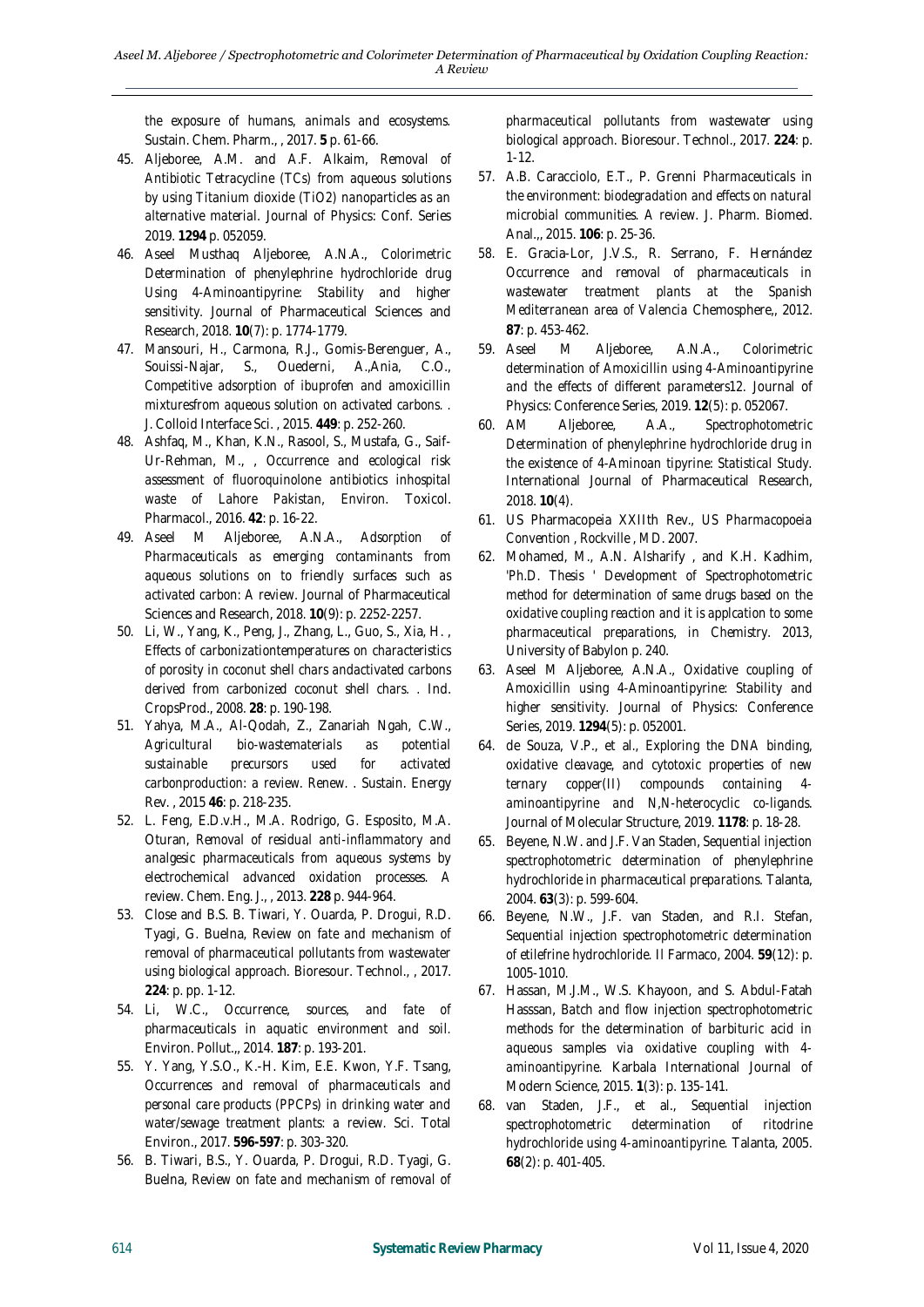the exposure of humans, animals and ecosystems. Sustain. Chem. Pharm., , 2017. **5** p. 61-66.

45. Aljeboree, A.M. and A.F. Alkaim, *Removal of Antibiotic Tetracycline (TCs) from aqueous solutions by using Titanium dioxide (TiO2) nanoparticles as an alternative material.* Journal of Physics: Conf. Series 2019. **1294** p. 052059.
46. Aseel Musthaq Aljeboree, A.N.A., *Colorimetric Determination of phenylephrine hydrochloride drug Using 4-Aminoantipyrine: Stability and higher sensitivity.* Journal of Pharmaceutical Sciences and Research, 2018. **10**(7): p. 1774-1779.
47. Mansouri, H., Carmona, R.J., Gomis-Berenguer, A., Souissi-Najar, S., Ouederni, A.,Ania, C.O., *Competitive adsorption of ibuprofen and amoxicillin mixturesfrom aqueous solution on activated carbons.* . J. Colloid Interface Sci. , 2015. **449**: p. 252-260.
48. Ashfaq, M., Khan, K.N., Rasool, S., Mustafa, G., Saif-Ur-Rehman, M., , *Occurrence and ecological risk assessment of fluoroquinolone antibiotics inhospital waste of Lahore Pakistan,* Environ. Toxicol. Pharmacol., 2016. **42**: p. 16-22.
49. Aseel M Aljeboree, A.N.A., *Adsorption of Pharmaceuticals as emerging contaminants from aqueous solutions on to friendly surfaces such as activated carbon: A review.* Journal of Pharmaceutical Sciences and Research, 2018. **10**(9): p. 2252-2257.
50. Li, W., Yang, K., Peng, J., Zhang, L., Guo, S., Xia, H. , *Effects of carbonizationtemperatures on characteristics of porosity in coconut shell chars andactivated carbons derived from carbonized coconut shell chars.* . Ind. CropsProd., 2008. **28**: p. 190-198.
51. Yahya, M.A., Al-Qodah, Z., Zanariah Ngah, C.W., *Agricultural bio-wastematerials as potential sustainable precursors used for activated carbonproduction: a review.* Renew. . Sustain. Energy Rev. , 2015 **46**: p. 218-235.
52. L. Feng, E.D.v.H., M.A. Rodrigo, G. Esposito, M.A. Oturan, *Removal of residual anti-inflammatory and analgesic pharmaceuticals from aqueous systems by electrochemical advanced oxidation processes. A review.* Chem. Eng. J., , 2013. **228** p. 944-964.
53. Close and B.S. B. Tiwari, Y. Ouarda, P. Drogui, R.D. Tyagi, G. Buelna, *Review on fate and mechanism of removal of pharmaceutical pollutants from wastewater using biological approach.* Bioresour. Technol., , 2017. **224**: p. pp. 1-12.
54. Li, W.C., *Occurrence, sources, and fate of pharmaceuticals in aquatic environment and soil.* Environ. Pollut.,, 2014. **187**: p. 193-201.
55. Y. Yang, Y.S.O., K.-H. Kim, E.E. Kwon, Y.F. Tsang, *Occurrences and removal of pharmaceuticals and personal care products (PPCPs) in drinking water and water/sewage treatment plants: a review.* Sci. Total Environ., 2017. **596-597**: p. 303-320.
56. B. Tiwari, B.S., Y. Ouarda, P. Drogui, R.D. Tyagi, G. Buelna, *Review on fate and mechanism of removal of pharmaceutical pollutants from wastewater using biological approach.* Bioresour. Technol., 2017. **224**: p. 1-12.
57. A.B. Caracciolo, E.T., P. Grenni *Pharmaceuticals in the environment: biodegradation and effects on natural microbial communities. A review.* J. Pharm. Biomed. Anal.,, 2015. **106**: p. 25-36.
58. E. Gracia-Lor, J.V.S., R. Serrano, F. Hernández *Occurrence and removal of pharmaceuticals in wastewater treatment plants at the Spanish Mediterranean area of Valencia* Chemosphere,, 2012. **87**: p. 453-462.
59. Aseel M Aljeboree, A.N.A., *Colorimetric determination of Amoxicillin using 4-Aminoantipyrine and the effects of different parameters12.* Journal of Physics: Conference Series, 2019. **12**(5): p. 052067.
60. AM Aljeboree, A.A., *Spectrophotometric Determination of phenylephrine hydrochloride drug in the existence of 4-Aminoan tipyrine: Statistical Study.* International Journal of Pharmaceutical Research, 2018. **10**(4).
61. US Pharmacopeia XXIIth Rev., US Pharmacopoeia Convention , Rockville , MD. 2007.
62. Mohamed, M., A.N. Alsharify , and K.H. Kadhim, *'Ph.D. Thesis ' Development of Spectrophotometric method for determination of same drugs based on the oxidative coupling reaction and it is applcation to some pharmaceutical preparations*, in *Chemistry*. 2013, University of Babylon p. 240.
63. Aseel M Aljeboree, A.N.A., *Oxidative coupling of Amoxicillin using 4-Aminoantipyrine: Stability and higher sensitivity.* Journal of Physics: Conference Series, 2019. **1294**(5): p. 052001.
64. de Souza, V.P., et al., *Exploring the DNA binding, oxidative cleavage, and cytotoxic properties of new ternary copper(II) compounds containing 4-aminoantipyrine and N,N-heterocyclic co-ligands.* Journal of Molecular Structure, 2019. **1178**: p. 18-28.
65. Beyene, N.W. and J.F. Van Staden, *Sequential injection spectrophotometric determination of phenylephrine hydrochloride in pharmaceutical preparations.* Talanta, 2004. **63**(3): p. 599-604.
66. Beyene, N.W., J.F. van Staden, and R.I. Stefan, *Sequential injection spectrophotometric determination of etilefrine hydrochloride.* Il Farmaco, 2004. **59**(12): p. 1005-1010.
67. Hassan, M.J.M., W.S. Khayoon, and S. Abdul-Fatah Hasssan, *Batch and flow injection spectrophotometric methods for the determination of barbituric acid in aqueous samples via oxidative coupling with 4-aminoantipyrine.* Karbala International Journal of Modern Science, 2015. **1**(3): p. 135-141.
68. van Staden, J.F., et al., *Sequential injection spectrophotometric determination of ritodrine hydrochloride using 4-aminoantipyrine.* Talanta, 2005. **68**(2): p. 401-405.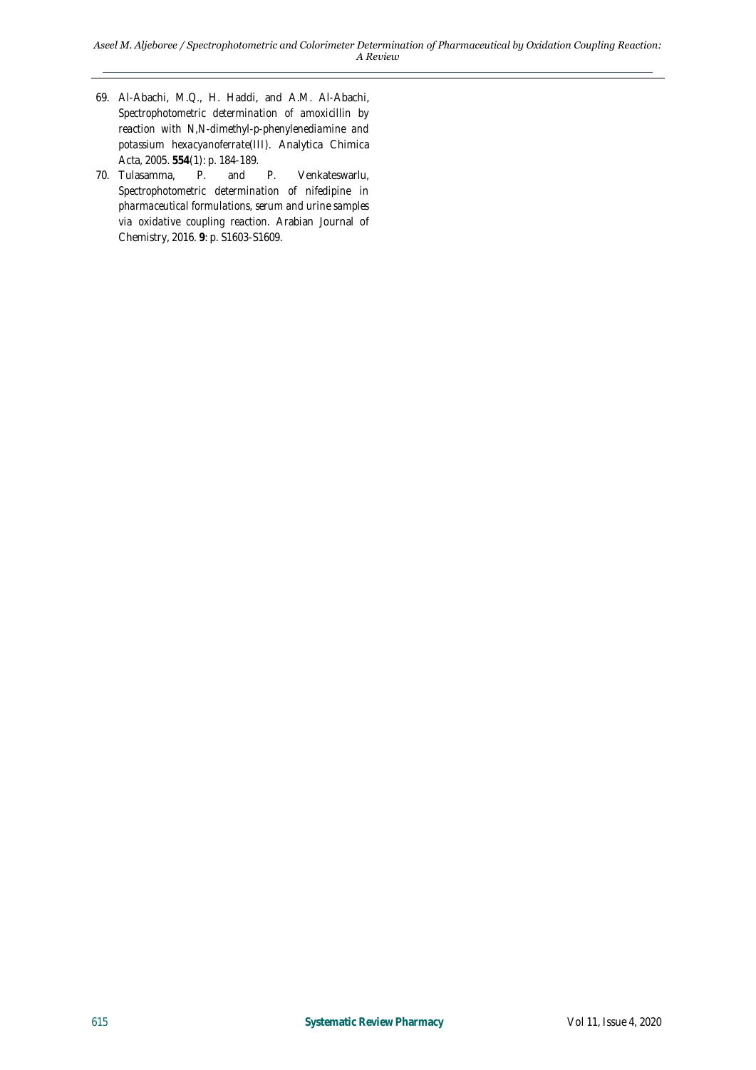69. Al-Abachi, M.Q., H. Haddi, and A.M. Al-Abachi, Spectrophotometric determination of amoxicillin by reaction with N,N-dimethyl-p-phenylenediamine and potassium hexacyanoferrate(III). Analytica Chimica Acta, 2005. **554**(1): p. 184-189.
70. Tulasamma, P. and P. Venkateswarlu, Spectrophotometric determination of nifedipine in pharmaceutical formulations, serum and urine samples via oxidative coupling reaction. Arabian Journal of Chemistry, 2016. **9**: p. S1603-S1609.